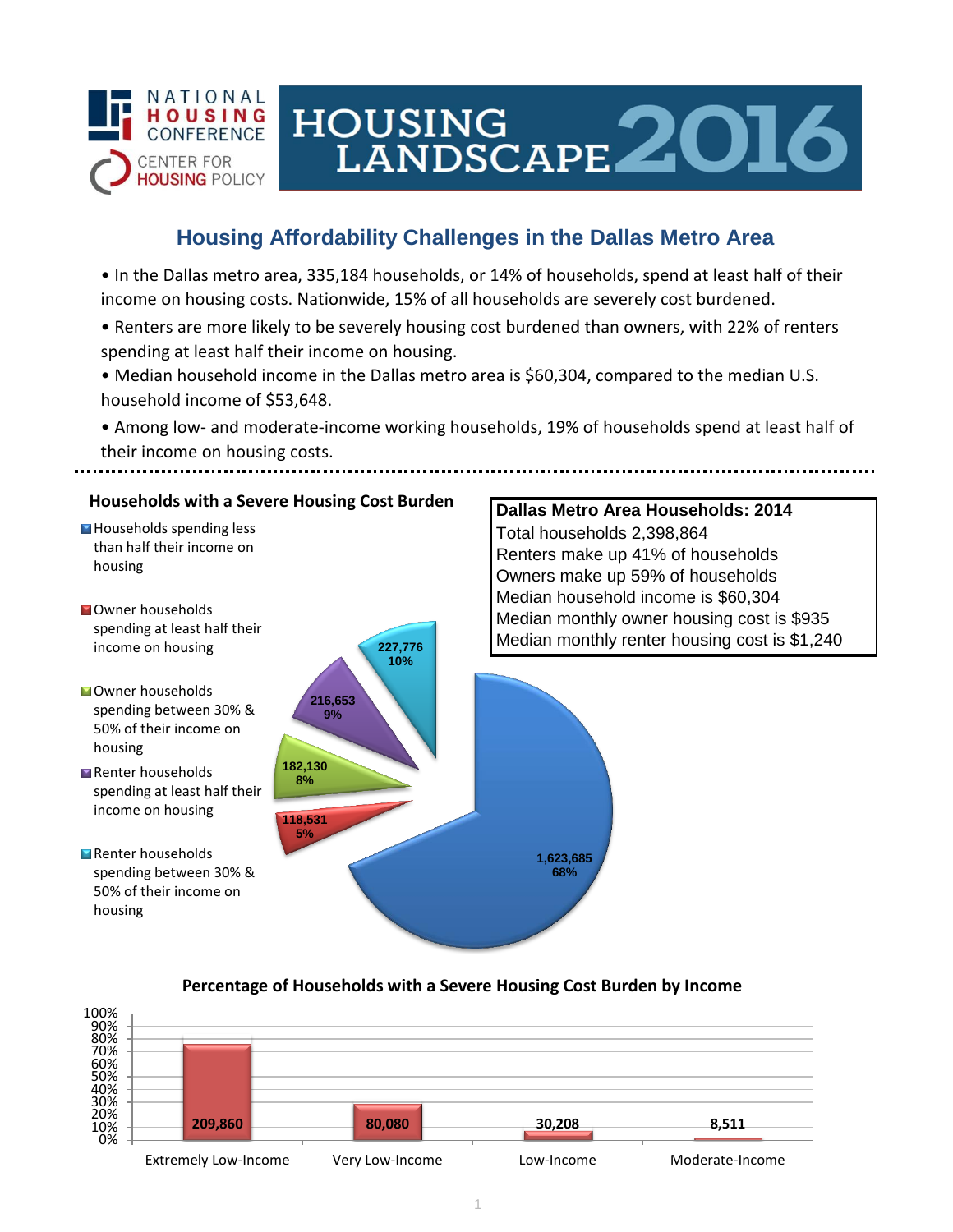NATIONAL HOUSING CONFERENCE

CENTER FOR HOUSING POLICY

# HOUSING LANDSCAPE 2016

## Housing Affordability Challenges in the Dallas Metro Area

- In the Dallas metro area, 335,184 households, or 14% of households, spend at least half of their income on housing costs. Nationwide, 15% of all households are severely cost burdened.
- Renters are more likely to be severely housing cost burdened than owners, with 22% of renters spending at least half their income on housing.
- Median household income in the Dallas metro area is $60,304, compared to the median U.S. household income of $53,648.
- Among low- and moderate-income working households, 19% of households spend at least half of their income on housing costs.

### Households with a Severe Housing Cost Burden

| Category | Households | Percent |
|---|---|---|
| Households spending less than half their income on housing | 1,623,685 | 68% |
| Owner households spending at least half their income on housing | 118,531 | 5% |
| Owner households spending between 30% & 50% of their income on housing | 182,130 | 8% |
| Renter households spending at least half their income on housing | 216,653 | 9% |
| Renter households spending between 30% & 50% of their income on housing | 227,776 | 10% |

### Dallas Metro Area Households: 2014

Total households 2,398,864
Renters make up 41% of households
Owners make up 59% of households
Median household income is $60,304
Median monthly owner housing cost is $935
Median monthly renter housing cost is $1,240

### Percentage of Households with a Severe Housing Cost Burden by Income

| Income Level | Households |
|---|---|
| Extremely Low-Income | 209,860 |
| Very Low-Income | 80,080 |
| Low-Income | 30,208 |
| Moderate-Income | 8,511 |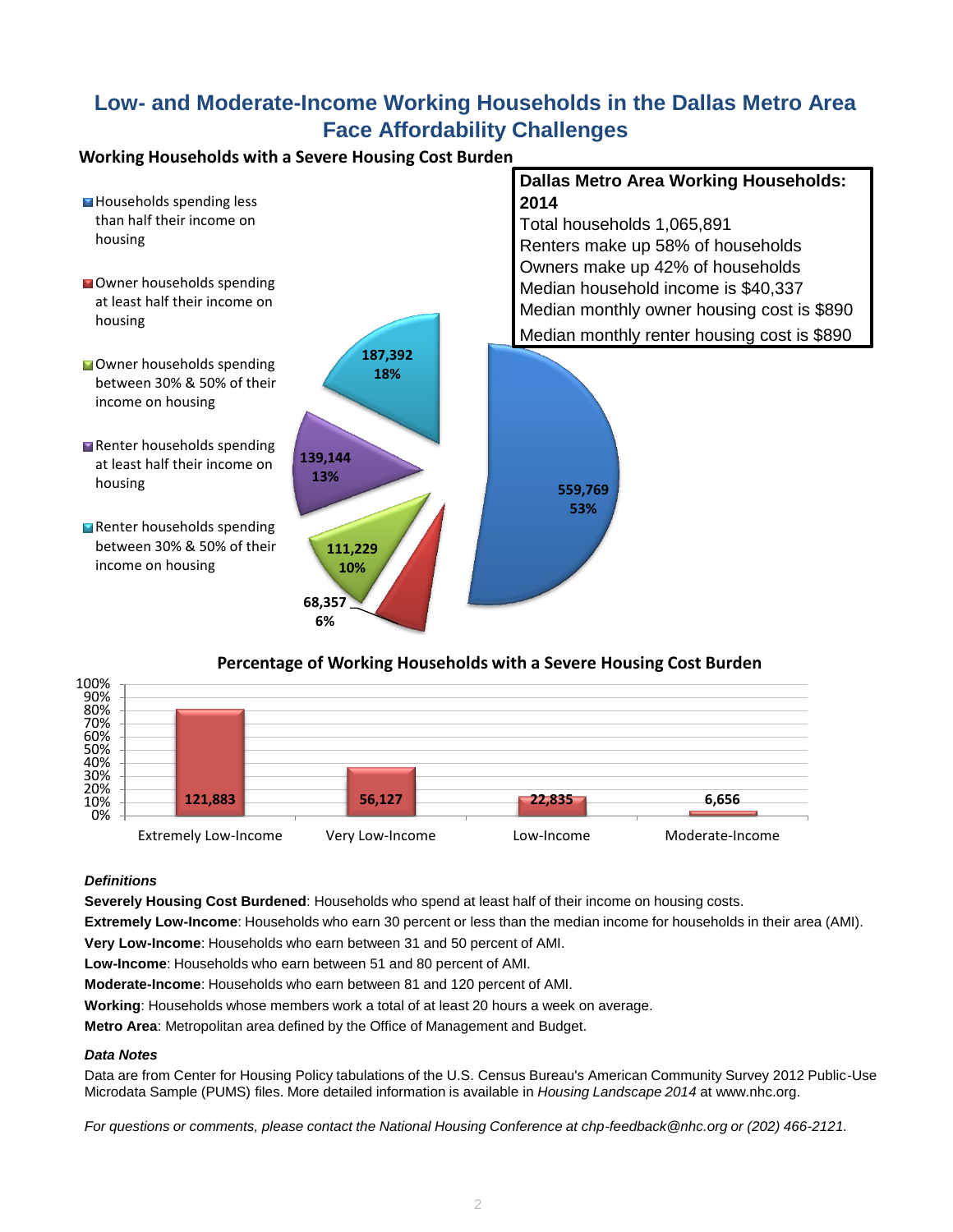# Low- and Moderate-Income Working Households in the Dallas Metro Area Face Affordability Challenges

## Working Households with a Severe Housing Cost Burden

Households spending less than half their income on housing

Owner households spending at least half their income on housing

Owner households spending between 30% & 50% of their income on housing

Renter households spending at least half their income on housing

Renter households spending between 30% & 50% of their income on housing

187,392
18%

139,144
13%

111,229
10%

68,357
6%

559,769
53%

**Dallas Metro Area Working Households: 2014**
Total households 1,065,891
Renters make up 58% of households
Owners make up 42% of households
Median household income is $40,337
Median monthly owner housing cost is $890
Median monthly renter housing cost is $890

## Percentage of Working Households with a Severe Housing Cost Burden

100%
90%
80%
70%
60%
50%
40%
30%
20%
10%
0%

121,883
56,127
22,835
6,656

Extremely Low-Income
Very Low-Income
Low-Income
Moderate-Income

***Definitions***

**Severely Housing Cost Burdened**: Households who spend at least half of their income on housing costs.

**Extremely Low-Income**: Households who earn 30 percent or less than the median income for households in their area (AMI).

**Very Low-Income**: Households who earn between 31 and 50 percent of AMI.

**Low-Income**: Households who earn between 51 and 80 percent of AMI.

**Moderate-Income**: Households who earn between 81 and 120 percent of AMI.

**Working**: Households whose members work a total of at least 20 hours a week on average.

**Metro Area**: Metropolitan area defined by the Office of Management and Budget.

***Data Notes***

Data are from Center for Housing Policy tabulations of the U.S. Census Bureau's American Community Survey 2012 Public-Use Microdata Sample (PUMS) files. More detailed information is available in *Housing Landscape 2014* at www.nhc.org.

*For questions or comments, please contact the National Housing Conference at chp-feedback@nhc.org or (202) 466-2121.*